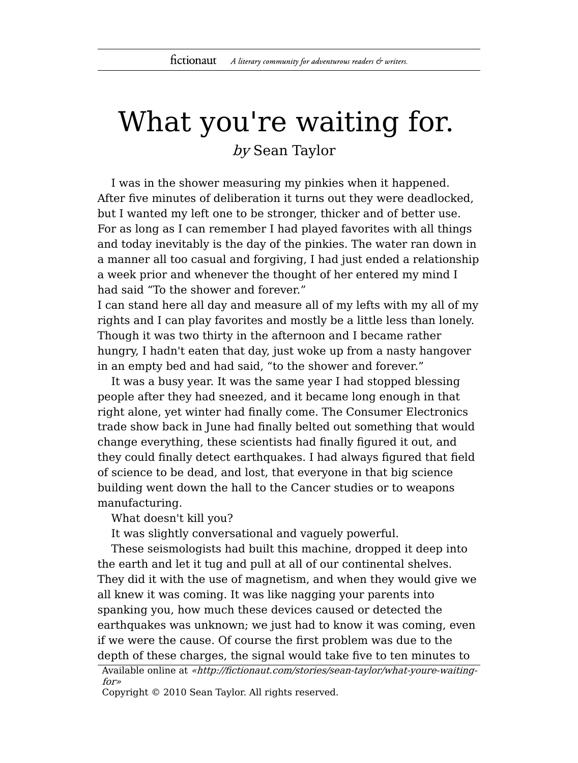# What you're waiting for.

*by* Sean Taylor

I was in the shower measuring my pinkies when it happened. After five minutes of deliberation it turns out they were deadlocked, but I wanted my left one to be stronger, thicker and of better use. For as long as I can remember I had played favorites with all things and today inevitably is the day of the pinkies. The water ran down in a manner all too casual and forgiving, I had just ended a relationship a week prior and whenever the thought of her entered my mind I had said "To the shower and forever."

I can stand here all day and measure all of my lefts with my all of my rights and I can play favorites and mostly be a little less than lonely. Though it was two thirty in the afternoon and I became rather hungry, I hadn't eaten that day, just woke up from a nasty hangover in an empty bed and had said, "to the shower and forever."

It was a busy year. It was the same year I had stopped blessing people after they had sneezed, and it became long enough in that right alone, yet winter had finally come. The Consumer Electronics trade show back in June had finally belted out something that would change everything, these scientists had finally figured it out, and they could finally detect earthquakes. I had always figured that field of science to be dead, and lost, that everyone in that big science building went down the hall to the Cancer studies or to weapons manufacturing.

What doesn't kill you?

It was slightly conversational and vaguely powerful.

These seismologists had built this machine, dropped it deep into the earth and let it tug and pull at all of our continental shelves. They did it with the use of magnetism, and when they would give we all knew it was coming. It was like nagging your parents into spanking you, how much these devices caused or detected the earthquakes was unknown; we just had to know it was coming, even if we were the cause. Of course the first problem was due to the depth of these charges, the signal would take five to ten minutes to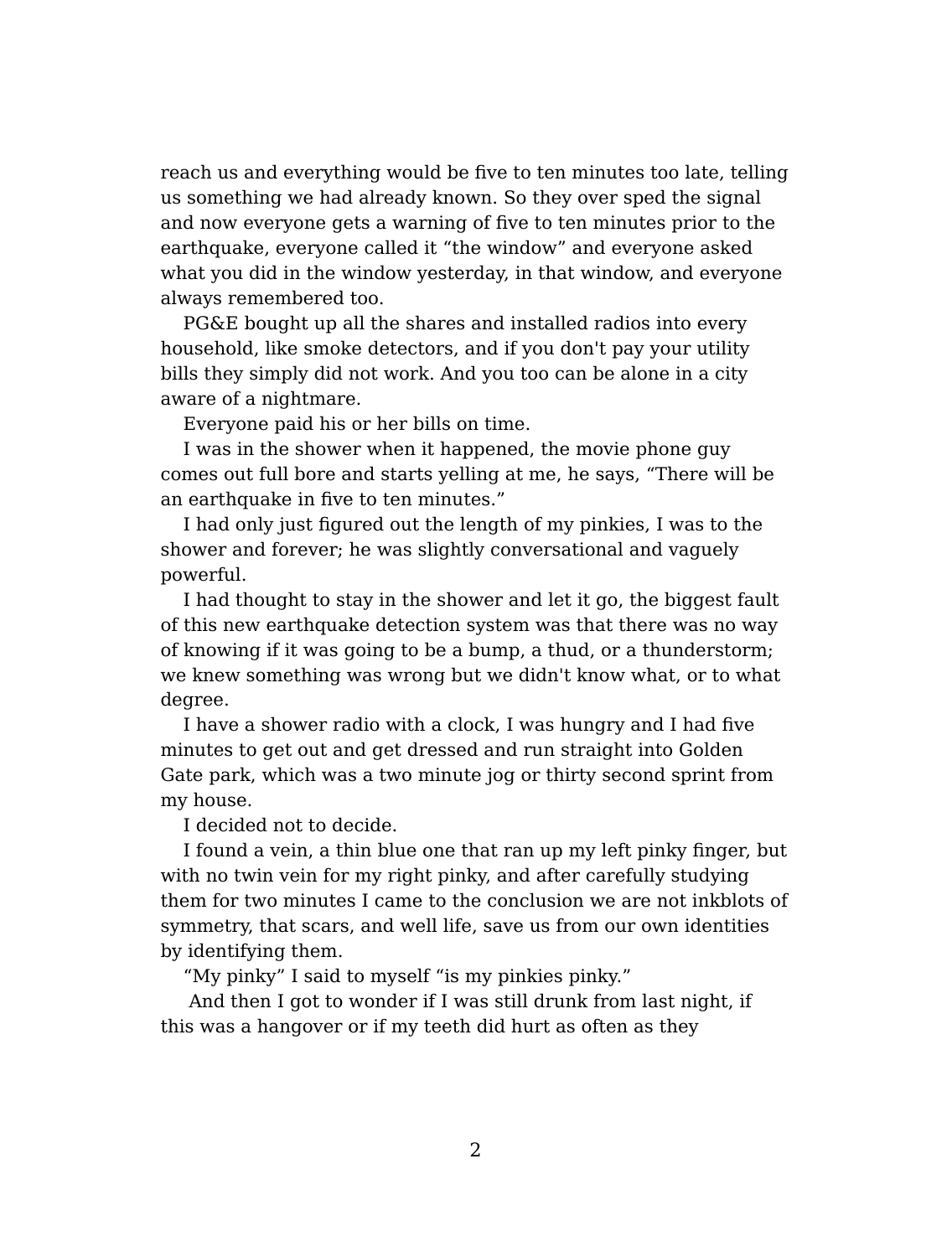reach us and everything would be five to ten minutes too late, telling us something we had already known. So they over sped the signal and now everyone gets a warning of five to ten minutes prior to the earthquake, everyone called it "the window" and everyone asked what you did in the window yesterday, in that window, and everyone always remembered too.

PG&E bought up all the shares and installed radios into every household, like smoke detectors, and if you don't pay your utility bills they simply did not work. And you too can be alone in a city aware of a nightmare.

Everyone paid his or her bills on time.

I was in the shower when it happened, the movie phone guy comes out full bore and starts yelling at me, he says, "There will be an earthquake in five to ten minutes."

I had only just figured out the length of my pinkies, I was to the shower and forever; he was slightly conversational and vaguely powerful.

I had thought to stay in the shower and let it go, the biggest fault of this new earthquake detection system was that there was no way of knowing if it was going to be a bump, a thud, or a thunderstorm; we knew something was wrong but we didn't know what, or to what degree.

I have a shower radio with a clock, I was hungry and I had five minutes to get out and get dressed and run straight into Golden Gate park, which was a two minute jog or thirty second sprint from my house.

I decided not to decide.

I found a vein, a thin blue one that ran up my left pinky finger, but with no twin vein for my right pinky, and after carefully studying them for two minutes I came to the conclusion we are not inkblots of symmetry, that scars, and well life, save us from our own identities by identifying them.

"My pinky" I said to myself "is my pinkies pinky."

And then I got to wonder if I was still drunk from last night, if this was a hangover or if my teeth did hurt as often as they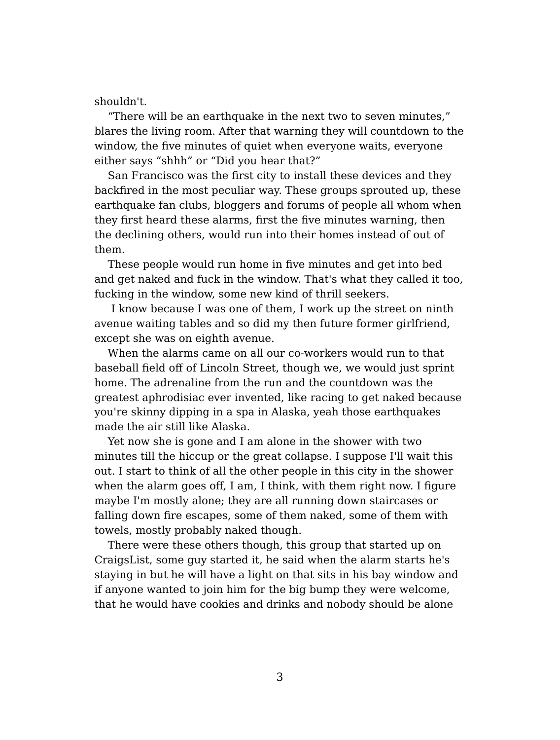shouldn't.

“There will be an earthquake in the next two to seven minutes,” blares the living room. After that warning they will countdown to the window, the five minutes of quiet when everyone waits, everyone either says “shhh” or “Did you hear that?”

San Francisco was the first city to install these devices and they backfired in the most peculiar way. These groups sprouted up, these earthquake fan clubs, bloggers and forums of people all whom when they first heard these alarms, first the five minutes warning, then the declining others, would run into their homes instead of out of them.

These people would run home in five minutes and get into bed and get naked and fuck in the window. That's what they called it too, fucking in the window, some new kind of thrill seekers.

I know because I was one of them, I work up the street on ninth avenue waiting tables and so did my then future former girlfriend, except she was on eighth avenue.

When the alarms came on all our co-workers would run to that baseball field off of Lincoln Street, though we, we would just sprint home. The adrenaline from the run and the countdown was the greatest aphrodisiac ever invented, like racing to get naked because you're skinny dipping in a spa in Alaska, yeah those earthquakes made the air still like Alaska.

Yet now she is gone and I am alone in the shower with two minutes till the hiccup or the great collapse. I suppose I'll wait this out. I start to think of all the other people in this city in the shower when the alarm goes off, I am, I think, with them right now. I figure maybe I'm mostly alone; they are all running down staircases or falling down fire escapes, some of them naked, some of them with towels, mostly probably naked though.

There were these others though, this group that started up on CraigsList, some guy started it, he said when the alarm starts he's staying in but he will have a light on that sits in his bay window and if anyone wanted to join him for the big bump they were welcome, that he would have cookies and drinks and nobody should be alone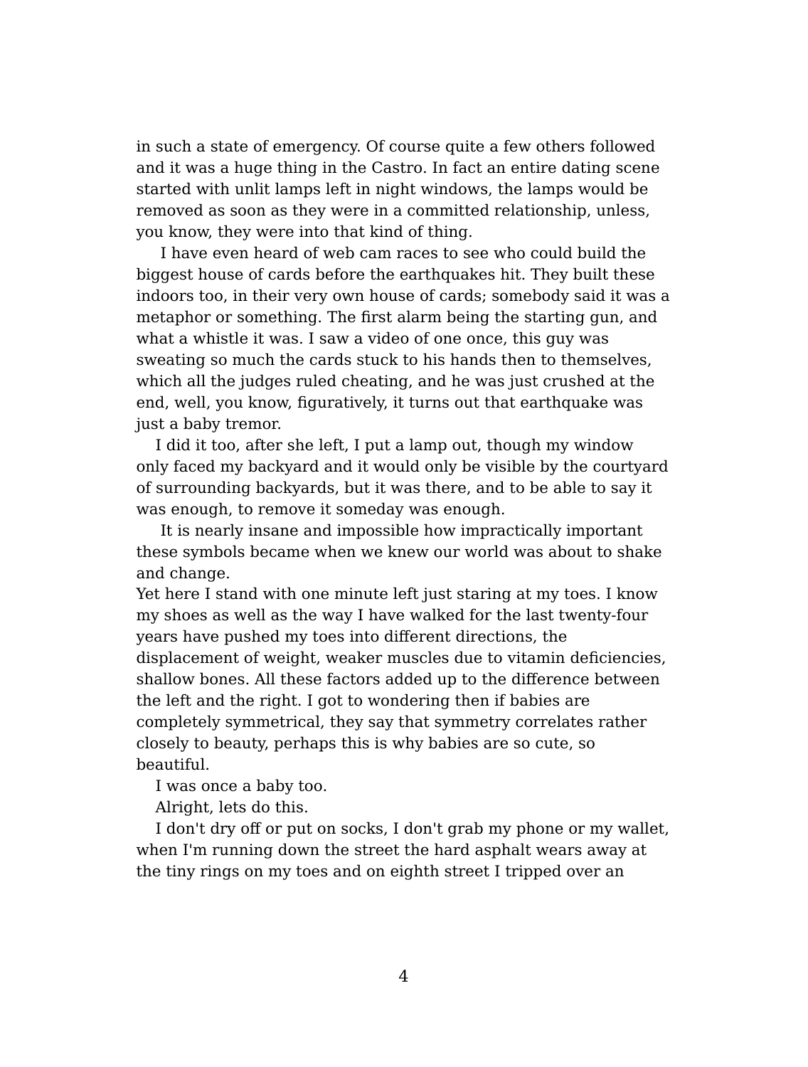in such a state of emergency. Of course quite a few others followed and it was a huge thing in the Castro. In fact an entire dating scene started with unlit lamps left in night windows, the lamps would be removed as soon as they were in a committed relationship, unless, you know, they were into that kind of thing.

I have even heard of web cam races to see who could build the biggest house of cards before the earthquakes hit. They built these indoors too, in their very own house of cards; somebody said it was a metaphor or something. The first alarm being the starting gun, and what a whistle it was. I saw a video of one once, this guy was sweating so much the cards stuck to his hands then to themselves, which all the judges ruled cheating, and he was just crushed at the end, well, you know, figuratively, it turns out that earthquake was just a baby tremor.

I did it too, after she left, I put a lamp out, though my window only faced my backyard and it would only be visible by the courtyard of surrounding backyards, but it was there, and to be able to say it was enough, to remove it someday was enough.

It is nearly insane and impossible how impractically important these symbols became when we knew our world was about to shake and change.

Yet here I stand with one minute left just staring at my toes. I know my shoes as well as the way I have walked for the last twenty-four years have pushed my toes into different directions, the displacement of weight, weaker muscles due to vitamin deficiencies, shallow bones. All these factors added up to the difference between the left and the right. I got to wondering then if babies are completely symmetrical, they say that symmetry correlates rather closely to beauty, perhaps this is why babies are so cute, so beautiful.

I was once a baby too.

Alright, lets do this.

I don't dry off or put on socks, I don't grab my phone or my wallet, when I'm running down the street the hard asphalt wears away at the tiny rings on my toes and on eighth street I tripped over an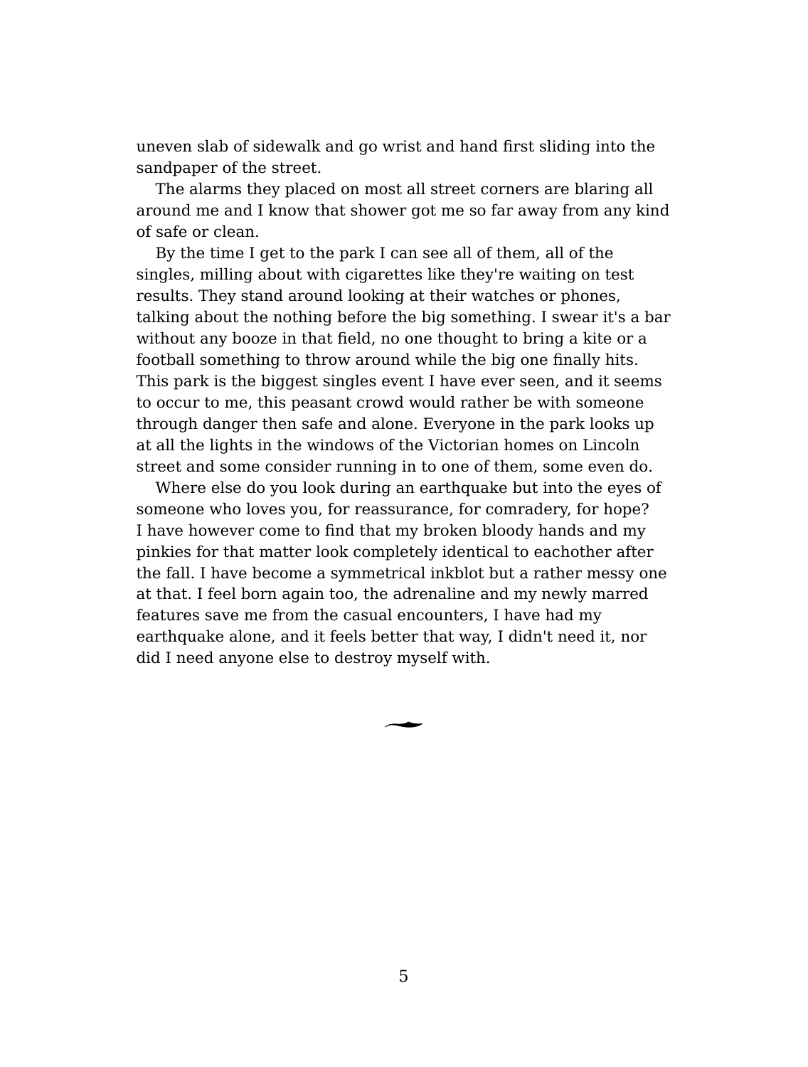uneven slab of sidewalk and go wrist and hand first sliding into the sandpaper of the street.

The alarms they placed on most all street corners are blaring all around me and I know that shower got me so far away from any kind of safe or clean.

By the time I get to the park I can see all of them, all of the singles, milling about with cigarettes like they're waiting on test results. They stand around looking at their watches or phones, talking about the nothing before the big something. I swear it's a bar without any booze in that field, no one thought to bring a kite or a football something to throw around while the big one finally hits. This park is the biggest singles event I have ever seen, and it seems to occur to me, this peasant crowd would rather be with someone through danger then safe and alone. Everyone in the park looks up at all the lights in the windows of the Victorian homes on Lincoln street and some consider running in to one of them, some even do.

Where else do you look during an earthquake but into the eyes of someone who loves you, for reassurance, for comradery, for hope? I have however come to find that my broken bloody hands and my pinkies for that matter look completely identical to eachother after the fall. I have become a symmetrical inkblot but a rather messy one at that. I feel born again too, the adrenaline and my newly marred features save me from the casual encounters, I have had my earthquake alone, and it feels better that way, I didn't need it, nor did I need anyone else to destroy myself with.